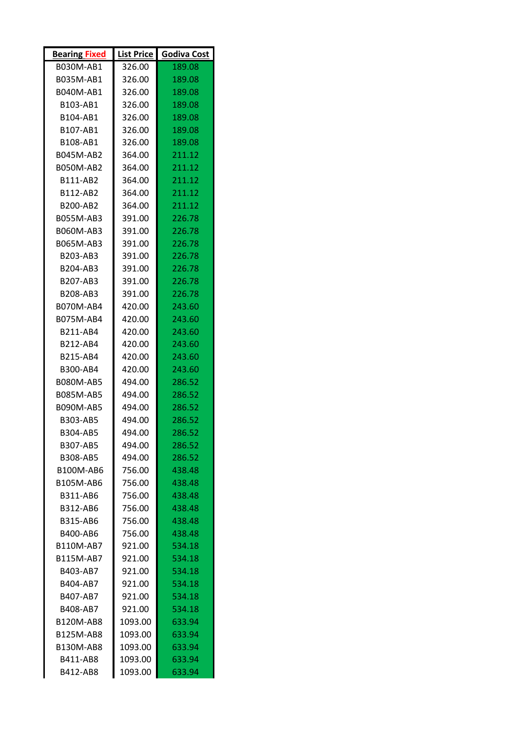| Bearing Fixed | List Price | Godiva Cost |
|---|---|---|
| B030M-AB1 | 326.00 | 189.08 |
| B035M-AB1 | 326.00 | 189.08 |
| B040M-AB1 | 326.00 | 189.08 |
| B103-AB1 | 326.00 | 189.08 |
| B104-AB1 | 326.00 | 189.08 |
| B107-AB1 | 326.00 | 189.08 |
| B108-AB1 | 326.00 | 189.08 |
| B045M-AB2 | 364.00 | 211.12 |
| B050M-AB2 | 364.00 | 211.12 |
| B111-AB2 | 364.00 | 211.12 |
| B112-AB2 | 364.00 | 211.12 |
| B200-AB2 | 364.00 | 211.12 |
| B055M-AB3 | 391.00 | 226.78 |
| B060M-AB3 | 391.00 | 226.78 |
| B065M-AB3 | 391.00 | 226.78 |
| B203-AB3 | 391.00 | 226.78 |
| B204-AB3 | 391.00 | 226.78 |
| B207-AB3 | 391.00 | 226.78 |
| B208-AB3 | 391.00 | 226.78 |
| B070M-AB4 | 420.00 | 243.60 |
| B075M-AB4 | 420.00 | 243.60 |
| B211-AB4 | 420.00 | 243.60 |
| B212-AB4 | 420.00 | 243.60 |
| B215-AB4 | 420.00 | 243.60 |
| B300-AB4 | 420.00 | 243.60 |
| B080M-AB5 | 494.00 | 286.52 |
| B085M-AB5 | 494.00 | 286.52 |
| B090M-AB5 | 494.00 | 286.52 |
| B303-AB5 | 494.00 | 286.52 |
| B304-AB5 | 494.00 | 286.52 |
| B307-AB5 | 494.00 | 286.52 |
| B308-AB5 | 494.00 | 286.52 |
| B100M-AB6 | 756.00 | 438.48 |
| B105M-AB6 | 756.00 | 438.48 |
| B311-AB6 | 756.00 | 438.48 |
| B312-AB6 | 756.00 | 438.48 |
| B315-AB6 | 756.00 | 438.48 |
| B400-AB6 | 756.00 | 438.48 |
| B110M-AB7 | 921.00 | 534.18 |
| B115M-AB7 | 921.00 | 534.18 |
| B403-AB7 | 921.00 | 534.18 |
| B404-AB7 | 921.00 | 534.18 |
| B407-AB7 | 921.00 | 534.18 |
| B408-AB7 | 921.00 | 534.18 |
| B120M-AB8 | 1093.00 | 633.94 |
| B125M-AB8 | 1093.00 | 633.94 |
| B130M-AB8 | 1093.00 | 633.94 |
| B411-AB8 | 1093.00 | 633.94 |
| B412-AB8 | 1093.00 | 633.94 |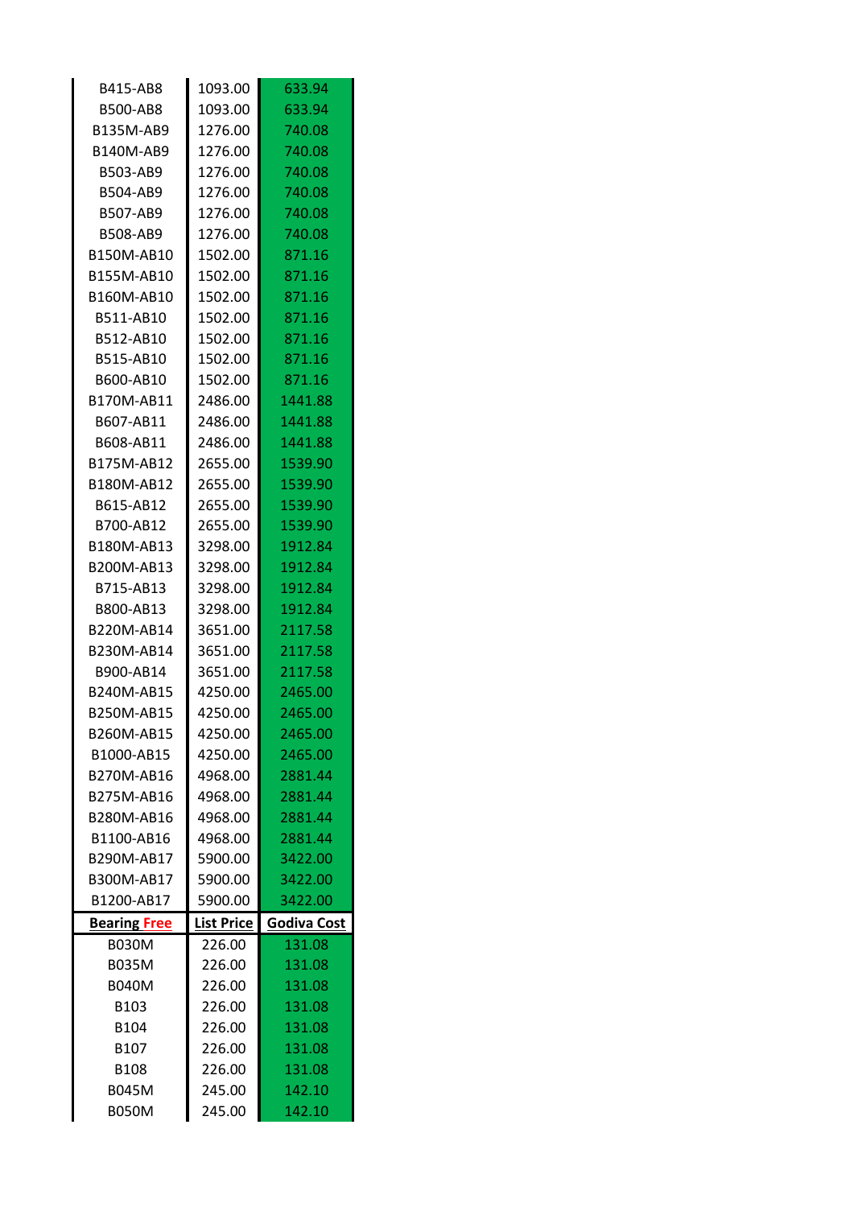| | | |
|---|---|---|
| B415-AB8 | 1093.00 | 633.94 |
| B500-AB8 | 1093.00 | 633.94 |
| B135M-AB9 | 1276.00 | 740.08 |
| B140M-AB9 | 1276.00 | 740.08 |
| B503-AB9 | 1276.00 | 740.08 |
| B504-AB9 | 1276.00 | 740.08 |
| B507-AB9 | 1276.00 | 740.08 |
| B508-AB9 | 1276.00 | 740.08 |
| B150M-AB10 | 1502.00 | 871.16 |
| B155M-AB10 | 1502.00 | 871.16 |
| B160M-AB10 | 1502.00 | 871.16 |
| B511-AB10 | 1502.00 | 871.16 |
| B512-AB10 | 1502.00 | 871.16 |
| B515-AB10 | 1502.00 | 871.16 |
| B600-AB10 | 1502.00 | 871.16 |
| B170M-AB11 | 2486.00 | 1441.88 |
| B607-AB11 | 2486.00 | 1441.88 |
| B608-AB11 | 2486.00 | 1441.88 |
| B175M-AB12 | 2655.00 | 1539.90 |
| B180M-AB12 | 2655.00 | 1539.90 |
| B615-AB12 | 2655.00 | 1539.90 |
| B700-AB12 | 2655.00 | 1539.90 |
| B180M-AB13 | 3298.00 | 1912.84 |
| B200M-AB13 | 3298.00 | 1912.84 |
| B715-AB13 | 3298.00 | 1912.84 |
| B800-AB13 | 3298.00 | 1912.84 |
| B220M-AB14 | 3651.00 | 2117.58 |
| B230M-AB14 | 3651.00 | 2117.58 |
| B900-AB14 | 3651.00 | 2117.58 |
| B240M-AB15 | 4250.00 | 2465.00 |
| B250M-AB15 | 4250.00 | 2465.00 |
| B260M-AB15 | 4250.00 | 2465.00 |
| B1000-AB15 | 4250.00 | 2465.00 |
| B270M-AB16 | 4968.00 | 2881.44 |
| B275M-AB16 | 4968.00 | 2881.44 |
| B280M-AB16 | 4968.00 | 2881.44 |
| B1100-AB16 | 4968.00 | 2881.44 |
| B290M-AB17 | 5900.00 | 3422.00 |
| B300M-AB17 | 5900.00 | 3422.00 |
| B1200-AB17 | 5900.00 | 3422.00 |

| **Bearing Free** | **List Price** | **Godiva Cost** |
|---|---|---|
| B030M | 226.00 | 131.08 |
| B035M | 226.00 | 131.08 |
| B040M | 226.00 | 131.08 |
| B103 | 226.00 | 131.08 |
| B104 | 226.00 | 131.08 |
| B107 | 226.00 | 131.08 |
| B108 | 226.00 | 131.08 |
| B045M | 245.00 | 142.10 |
| B050M | 245.00 | 142.10 |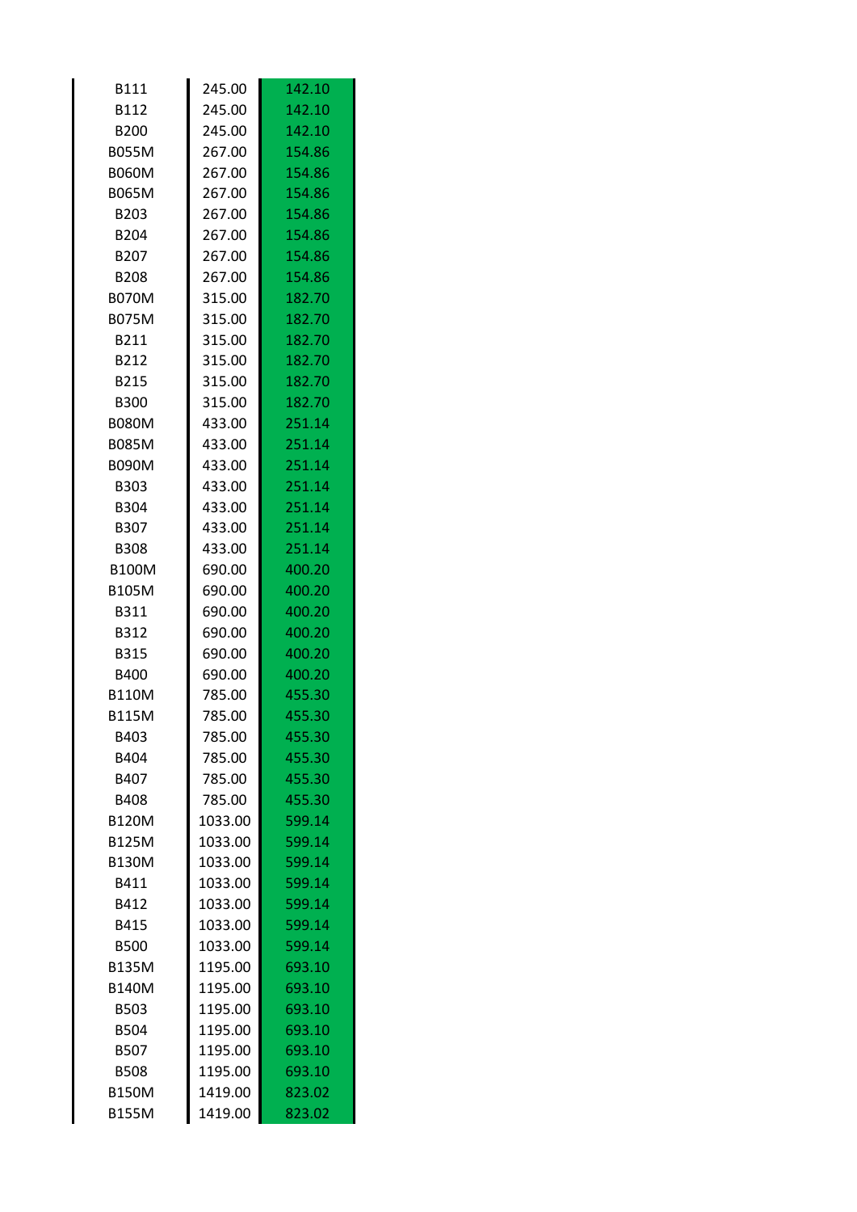| | | |
|---|---|---|
| B111 | 245.00 | 142.10 |
| B112 | 245.00 | 142.10 |
| B200 | 245.00 | 142.10 |
| B055M | 267.00 | 154.86 |
| B060M | 267.00 | 154.86 |
| B065M | 267.00 | 154.86 |
| B203 | 267.00 | 154.86 |
| B204 | 267.00 | 154.86 |
| B207 | 267.00 | 154.86 |
| B208 | 267.00 | 154.86 |
| B070M | 315.00 | 182.70 |
| B075M | 315.00 | 182.70 |
| B211 | 315.00 | 182.70 |
| B212 | 315.00 | 182.70 |
| B215 | 315.00 | 182.70 |
| B300 | 315.00 | 182.70 |
| B080M | 433.00 | 251.14 |
| B085M | 433.00 | 251.14 |
| B090M | 433.00 | 251.14 |
| B303 | 433.00 | 251.14 |
| B304 | 433.00 | 251.14 |
| B307 | 433.00 | 251.14 |
| B308 | 433.00 | 251.14 |
| B100M | 690.00 | 400.20 |
| B105M | 690.00 | 400.20 |
| B311 | 690.00 | 400.20 |
| B312 | 690.00 | 400.20 |
| B315 | 690.00 | 400.20 |
| B400 | 690.00 | 400.20 |
| B110M | 785.00 | 455.30 |
| B115M | 785.00 | 455.30 |
| B403 | 785.00 | 455.30 |
| B404 | 785.00 | 455.30 |
| B407 | 785.00 | 455.30 |
| B408 | 785.00 | 455.30 |
| B120M | 1033.00 | 599.14 |
| B125M | 1033.00 | 599.14 |
| B130M | 1033.00 | 599.14 |
| B411 | 1033.00 | 599.14 |
| B412 | 1033.00 | 599.14 |
| B415 | 1033.00 | 599.14 |
| B500 | 1033.00 | 599.14 |
| B135M | 1195.00 | 693.10 |
| B140M | 1195.00 | 693.10 |
| B503 | 1195.00 | 693.10 |
| B504 | 1195.00 | 693.10 |
| B507 | 1195.00 | 693.10 |
| B508 | 1195.00 | 693.10 |
| B150M | 1419.00 | 823.02 |
| B155M | 1419.00 | 823.02 |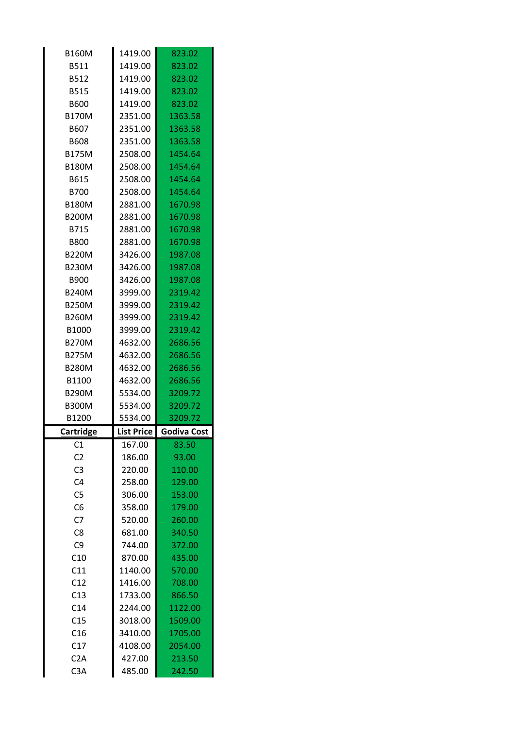| | | |
|---|---|---|
| B160M | 1419.00 | 823.02 |
| B511 | 1419.00 | 823.02 |
| B512 | 1419.00 | 823.02 |
| B515 | 1419.00 | 823.02 |
| B600 | 1419.00 | 823.02 |
| B170M | 2351.00 | 1363.58 |
| B607 | 2351.00 | 1363.58 |
| B608 | 2351.00 | 1363.58 |
| B175M | 2508.00 | 1454.64 |
| B180M | 2508.00 | 1454.64 |
| B615 | 2508.00 | 1454.64 |
| B700 | 2508.00 | 1454.64 |
| B180M | 2881.00 | 1670.98 |
| B200M | 2881.00 | 1670.98 |
| B715 | 2881.00 | 1670.98 |
| B800 | 2881.00 | 1670.98 |
| B220M | 3426.00 | 1987.08 |
| B230M | 3426.00 | 1987.08 |
| B900 | 3426.00 | 1987.08 |
| B240M | 3999.00 | 2319.42 |
| B250M | 3999.00 | 2319.42 |
| B260M | 3999.00 | 2319.42 |
| B1000 | 3999.00 | 2319.42 |
| B270M | 4632.00 | 2686.56 |
| B275M | 4632.00 | 2686.56 |
| B280M | 4632.00 | 2686.56 |
| B1100 | 4632.00 | 2686.56 |
| B290M | 5534.00 | 3209.72 |
| B300M | 5534.00 | 3209.72 |
| B1200 | 5534.00 | 3209.72 |

| **Cartridge** | **List Price** | **Godiva Cost** |
|---|---|---|
| C1 | 167.00 | 83.50 |
| C2 | 186.00 | 93.00 |
| C3 | 220.00 | 110.00 |
| C4 | 258.00 | 129.00 |
| C5 | 306.00 | 153.00 |
| C6 | 358.00 | 179.00 |
| C7 | 520.00 | 260.00 |
| C8 | 681.00 | 340.50 |
| C9 | 744.00 | 372.00 |
| C10 | 870.00 | 435.00 |
| C11 | 1140.00 | 570.00 |
| C12 | 1416.00 | 708.00 |
| C13 | 1733.00 | 866.50 |
| C14 | 2244.00 | 1122.00 |
| C15 | 3018.00 | 1509.00 |
| C16 | 3410.00 | 1705.00 |
| C17 | 4108.00 | 2054.00 |
| C2A | 427.00 | 213.50 |
| C3A | 485.00 | 242.50 |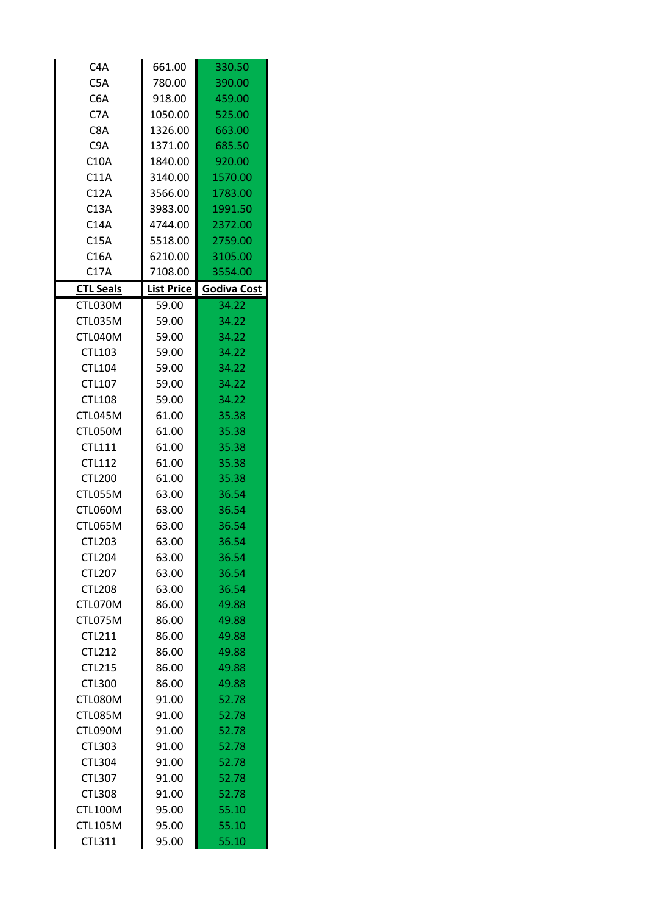| | | |
|---|---|---|
| C4A | 661.00 | 330.50 |
| C5A | 780.00 | 390.00 |
| C6A | 918.00 | 459.00 |
| C7A | 1050.00 | 525.00 |
| C8A | 1326.00 | 663.00 |
| C9A | 1371.00 | 685.50 |
| C10A | 1840.00 | 920.00 |
| C11A | 3140.00 | 1570.00 |
| C12A | 3566.00 | 1783.00 |
| C13A | 3983.00 | 1991.50 |
| C14A | 4744.00 | 2372.00 |
| C15A | 5518.00 | 2759.00 |
| C16A | 6210.00 | 3105.00 |
| C17A | 7108.00 | 3554.00 |

| CTL Seals | List Price | Godiva Cost |
|---|---|---|
| CTL030M | 59.00 | 34.22 |
| CTL035M | 59.00 | 34.22 |
| CTL040M | 59.00 | 34.22 |
| CTL103 | 59.00 | 34.22 |
| CTL104 | 59.00 | 34.22 |
| CTL107 | 59.00 | 34.22 |
| CTL108 | 59.00 | 34.22 |
| CTL045M | 61.00 | 35.38 |
| CTL050M | 61.00 | 35.38 |
| CTL111 | 61.00 | 35.38 |
| CTL112 | 61.00 | 35.38 |
| CTL200 | 61.00 | 35.38 |
| CTL055M | 63.00 | 36.54 |
| CTL060M | 63.00 | 36.54 |
| CTL065M | 63.00 | 36.54 |
| CTL203 | 63.00 | 36.54 |
| CTL204 | 63.00 | 36.54 |
| CTL207 | 63.00 | 36.54 |
| CTL208 | 63.00 | 36.54 |
| CTL070M | 86.00 | 49.88 |
| CTL075M | 86.00 | 49.88 |
| CTL211 | 86.00 | 49.88 |
| CTL212 | 86.00 | 49.88 |
| CTL215 | 86.00 | 49.88 |
| CTL300 | 86.00 | 49.88 |
| CTL080M | 91.00 | 52.78 |
| CTL085M | 91.00 | 52.78 |
| CTL090M | 91.00 | 52.78 |
| CTL303 | 91.00 | 52.78 |
| CTL304 | 91.00 | 52.78 |
| CTL307 | 91.00 | 52.78 |
| CTL308 | 91.00 | 52.78 |
| CTL100M | 95.00 | 55.10 |
| CTL105M | 95.00 | 55.10 |
| CTL311 | 95.00 | 55.10 |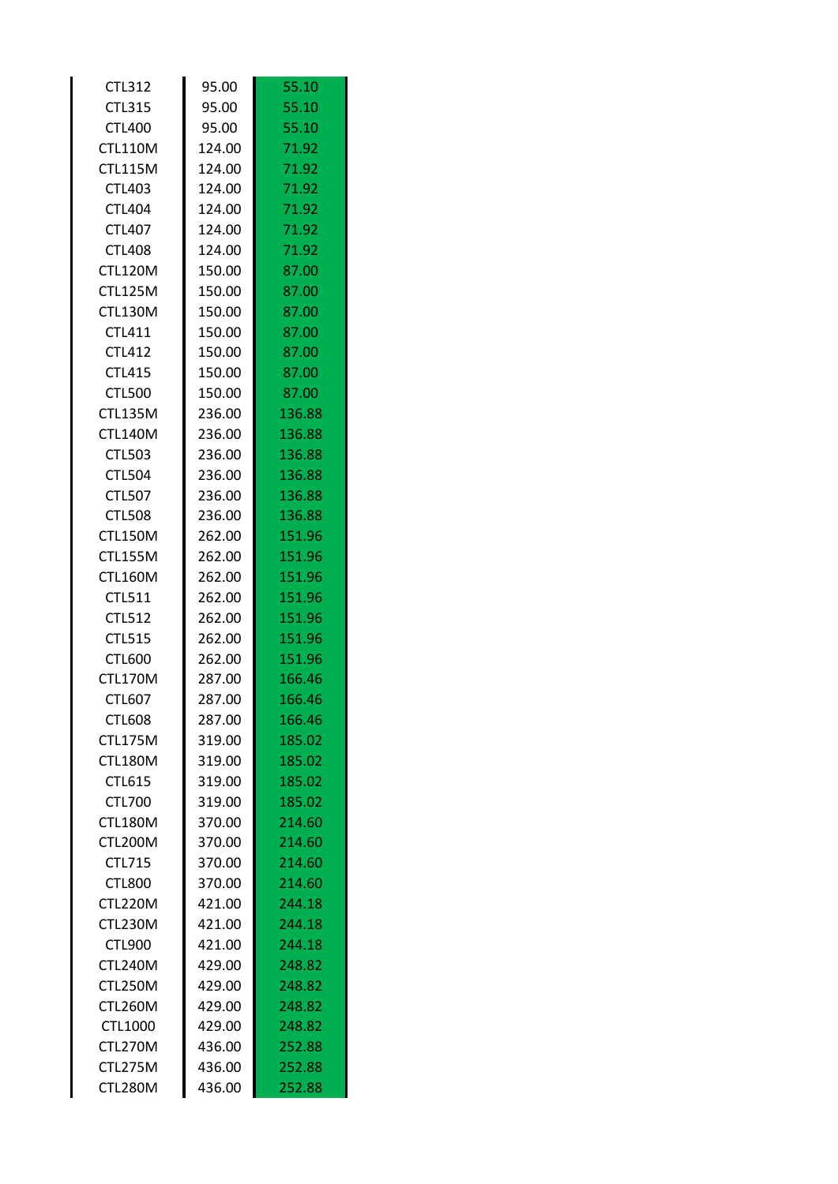| | | |
|---|---|---|
| CTL312 | 95.00 | 55.10 |
| CTL315 | 95.00 | 55.10 |
| CTL400 | 95.00 | 55.10 |
| CTL110M | 124.00 | 71.92 |
| CTL115M | 124.00 | 71.92 |
| CTL403 | 124.00 | 71.92 |
| CTL404 | 124.00 | 71.92 |
| CTL407 | 124.00 | 71.92 |
| CTL408 | 124.00 | 71.92 |
| CTL120M | 150.00 | 87.00 |
| CTL125M | 150.00 | 87.00 |
| CTL130M | 150.00 | 87.00 |
| CTL411 | 150.00 | 87.00 |
| CTL412 | 150.00 | 87.00 |
| CTL415 | 150.00 | 87.00 |
| CTL500 | 150.00 | 87.00 |
| CTL135M | 236.00 | 136.88 |
| CTL140M | 236.00 | 136.88 |
| CTL503 | 236.00 | 136.88 |
| CTL504 | 236.00 | 136.88 |
| CTL507 | 236.00 | 136.88 |
| CTL508 | 236.00 | 136.88 |
| CTL150M | 262.00 | 151.96 |
| CTL155M | 262.00 | 151.96 |
| CTL160M | 262.00 | 151.96 |
| CTL511 | 262.00 | 151.96 |
| CTL512 | 262.00 | 151.96 |
| CTL515 | 262.00 | 151.96 |
| CTL600 | 262.00 | 151.96 |
| CTL170M | 287.00 | 166.46 |
| CTL607 | 287.00 | 166.46 |
| CTL608 | 287.00 | 166.46 |
| CTL175M | 319.00 | 185.02 |
| CTL180M | 319.00 | 185.02 |
| CTL615 | 319.00 | 185.02 |
| CTL700 | 319.00 | 185.02 |
| CTL180M | 370.00 | 214.60 |
| CTL200M | 370.00 | 214.60 |
| CTL715 | 370.00 | 214.60 |
| CTL800 | 370.00 | 214.60 |
| CTL220M | 421.00 | 244.18 |
| CTL230M | 421.00 | 244.18 |
| CTL900 | 421.00 | 244.18 |
| CTL240M | 429.00 | 248.82 |
| CTL250M | 429.00 | 248.82 |
| CTL260M | 429.00 | 248.82 |
| CTL1000 | 429.00 | 248.82 |
| CTL270M | 436.00 | 252.88 |
| CTL275M | 436.00 | 252.88 |
| CTL280M | 436.00 | 252.88 |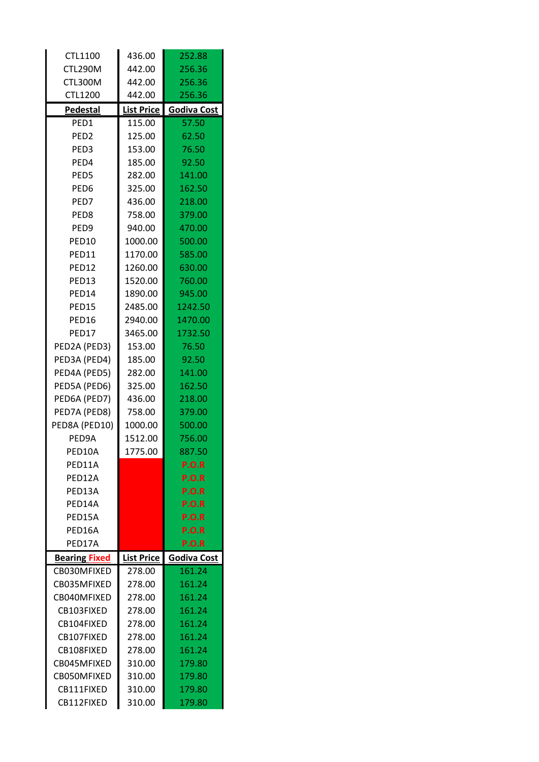| | | |
|---|---|---|
| CTL1100 | 436.00 | 252.88 |
| CTL290M | 442.00 | 256.36 |
| CTL300M | 442.00 | 256.36 |
| CTL1200 | 442.00 | 256.36 |
| **Pedestal** | **List Price** | **Godiva Cost** |
| PED1 | 115.00 | 57.50 |
| PED2 | 125.00 | 62.50 |
| PED3 | 153.00 | 76.50 |
| PED4 | 185.00 | 92.50 |
| PED5 | 282.00 | 141.00 |
| PED6 | 325.00 | 162.50 |
| PED7 | 436.00 | 218.00 |
| PED8 | 758.00 | 379.00 |
| PED9 | 940.00 | 470.00 |
| PED10 | 1000.00 | 500.00 |
| PED11 | 1170.00 | 585.00 |
| PED12 | 1260.00 | 630.00 |
| PED13 | 1520.00 | 760.00 |
| PED14 | 1890.00 | 945.00 |
| PED15 | 2485.00 | 1242.50 |
| PED16 | 2940.00 | 1470.00 |
| PED17 | 3465.00 | 1732.50 |
| PED2A (PED3) | 153.00 | 76.50 |
| PED3A (PED4) | 185.00 | 92.50 |
| PED4A (PED5) | 282.00 | 141.00 |
| PED5A (PED6) | 325.00 | 162.50 |
| PED6A (PED7) | 436.00 | 218.00 |
| PED7A (PED8) | 758.00 | 379.00 |
| PED8A (PED10) | 1000.00 | 500.00 |
| PED9A | 1512.00 | 756.00 |
| PED10A | 1775.00 | 887.50 |
| PED11A | | P.O.R |
| PED12A | | P.O.R |
| PED13A | | P.O.R |
| PED14A | | P.O.R |
| PED15A | | P.O.R |
| PED16A | | P.O.R |
| PED17A | | P.O.R |
| **Bearing Fixed** | **List Price** | **Godiva Cost** |
| CB030MFIXED | 278.00 | 161.24 |
| CB035MFIXED | 278.00 | 161.24 |
| CB040MFIXED | 278.00 | 161.24 |
| CB103FIXED | 278.00 | 161.24 |
| CB104FIXED | 278.00 | 161.24 |
| CB107FIXED | 278.00 | 161.24 |
| CB108FIXED | 278.00 | 161.24 |
| CB045MFIXED | 310.00 | 179.80 |
| CB050MFIXED | 310.00 | 179.80 |
| CB111FIXED | 310.00 | 179.80 |
| CB112FIXED | 310.00 | 179.80 |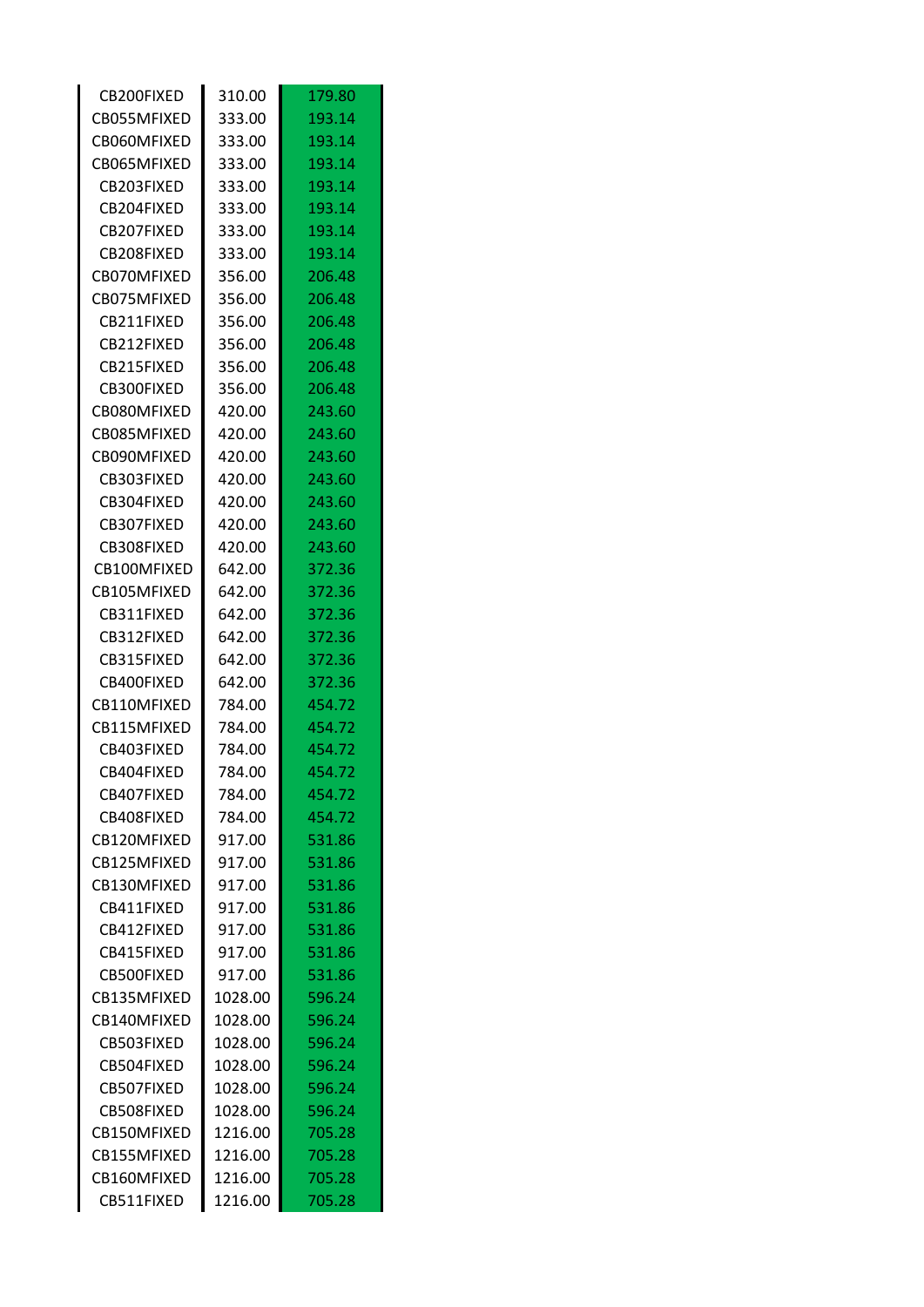| | | |
|---|---|---|
| CB200FIXED | 310.00 | 179.80 |
| CB055MFIXED | 333.00 | 193.14 |
| CB060MFIXED | 333.00 | 193.14 |
| CB065MFIXED | 333.00 | 193.14 |
| CB203FIXED | 333.00 | 193.14 |
| CB204FIXED | 333.00 | 193.14 |
| CB207FIXED | 333.00 | 193.14 |
| CB208FIXED | 333.00 | 193.14 |
| CB070MFIXED | 356.00 | 206.48 |
| CB075MFIXED | 356.00 | 206.48 |
| CB211FIXED | 356.00 | 206.48 |
| CB212FIXED | 356.00 | 206.48 |
| CB215FIXED | 356.00 | 206.48 |
| CB300FIXED | 356.00 | 206.48 |
| CB080MFIXED | 420.00 | 243.60 |
| CB085MFIXED | 420.00 | 243.60 |
| CB090MFIXED | 420.00 | 243.60 |
| CB303FIXED | 420.00 | 243.60 |
| CB304FIXED | 420.00 | 243.60 |
| CB307FIXED | 420.00 | 243.60 |
| CB308FIXED | 420.00 | 243.60 |
| CB100MFIXED | 642.00 | 372.36 |
| CB105MFIXED | 642.00 | 372.36 |
| CB311FIXED | 642.00 | 372.36 |
| CB312FIXED | 642.00 | 372.36 |
| CB315FIXED | 642.00 | 372.36 |
| CB400FIXED | 642.00 | 372.36 |
| CB110MFIXED | 784.00 | 454.72 |
| CB115MFIXED | 784.00 | 454.72 |
| CB403FIXED | 784.00 | 454.72 |
| CB404FIXED | 784.00 | 454.72 |
| CB407FIXED | 784.00 | 454.72 |
| CB408FIXED | 784.00 | 454.72 |
| CB120MFIXED | 917.00 | 531.86 |
| CB125MFIXED | 917.00 | 531.86 |
| CB130MFIXED | 917.00 | 531.86 |
| CB411FIXED | 917.00 | 531.86 |
| CB412FIXED | 917.00 | 531.86 |
| CB415FIXED | 917.00 | 531.86 |
| CB500FIXED | 917.00 | 531.86 |
| CB135MFIXED | 1028.00 | 596.24 |
| CB140MFIXED | 1028.00 | 596.24 |
| CB503FIXED | 1028.00 | 596.24 |
| CB504FIXED | 1028.00 | 596.24 |
| CB507FIXED | 1028.00 | 596.24 |
| CB508FIXED | 1028.00 | 596.24 |
| CB150MFIXED | 1216.00 | 705.28 |
| CB155MFIXED | 1216.00 | 705.28 |
| CB160MFIXED | 1216.00 | 705.28 |
| CB511FIXED | 1216.00 | 705.28 |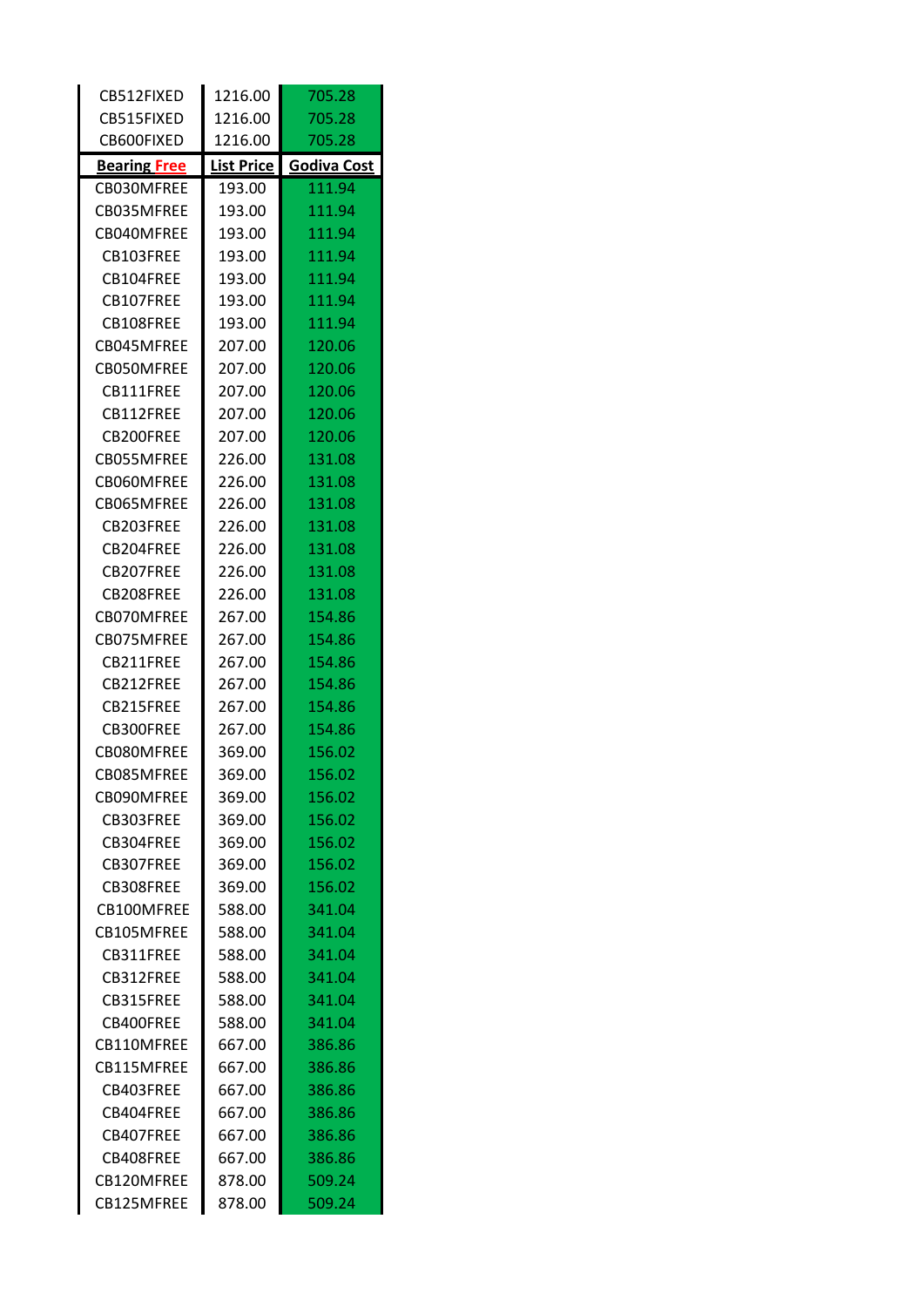| CB512FIXED | 1216.00 | 705.28 |
|---|---|---|
| CB515FIXED | 1216.00 | 705.28 |
| CB600FIXED | 1216.00 | 705.28 |
| **Bearing Free** | **List Price** | **Godiva Cost** |
| CB030MFREE | 193.00 | 111.94 |
| CB035MFREE | 193.00 | 111.94 |
| CB040MFREE | 193.00 | 111.94 |
| CB103FREE | 193.00 | 111.94 |
| CB104FREE | 193.00 | 111.94 |
| CB107FREE | 193.00 | 111.94 |
| CB108FREE | 193.00 | 111.94 |
| CB045MFREE | 207.00 | 120.06 |
| CB050MFREE | 207.00 | 120.06 |
| CB111FREE | 207.00 | 120.06 |
| CB112FREE | 207.00 | 120.06 |
| CB200FREE | 207.00 | 120.06 |
| CB055MFREE | 226.00 | 131.08 |
| CB060MFREE | 226.00 | 131.08 |
| CB065MFREE | 226.00 | 131.08 |
| CB203FREE | 226.00 | 131.08 |
| CB204FREE | 226.00 | 131.08 |
| CB207FREE | 226.00 | 131.08 |
| CB208FREE | 226.00 | 131.08 |
| CB070MFREE | 267.00 | 154.86 |
| CB075MFREE | 267.00 | 154.86 |
| CB211FREE | 267.00 | 154.86 |
| CB212FREE | 267.00 | 154.86 |
| CB215FREE | 267.00 | 154.86 |
| CB300FREE | 267.00 | 154.86 |
| CB080MFREE | 369.00 | 156.02 |
| CB085MFREE | 369.00 | 156.02 |
| CB090MFREE | 369.00 | 156.02 |
| CB303FREE | 369.00 | 156.02 |
| CB304FREE | 369.00 | 156.02 |
| CB307FREE | 369.00 | 156.02 |
| CB308FREE | 369.00 | 156.02 |
| CB100MFREE | 588.00 | 341.04 |
| CB105MFREE | 588.00 | 341.04 |
| CB311FREE | 588.00 | 341.04 |
| CB312FREE | 588.00 | 341.04 |
| CB315FREE | 588.00 | 341.04 |
| CB400FREE | 588.00 | 341.04 |
| CB110MFREE | 667.00 | 386.86 |
| CB115MFREE | 667.00 | 386.86 |
| CB403FREE | 667.00 | 386.86 |
| CB404FREE | 667.00 | 386.86 |
| CB407FREE | 667.00 | 386.86 |
| CB408FREE | 667.00 | 386.86 |
| CB120MFREE | 878.00 | 509.24 |
| CB125MFREE | 878.00 | 509.24 |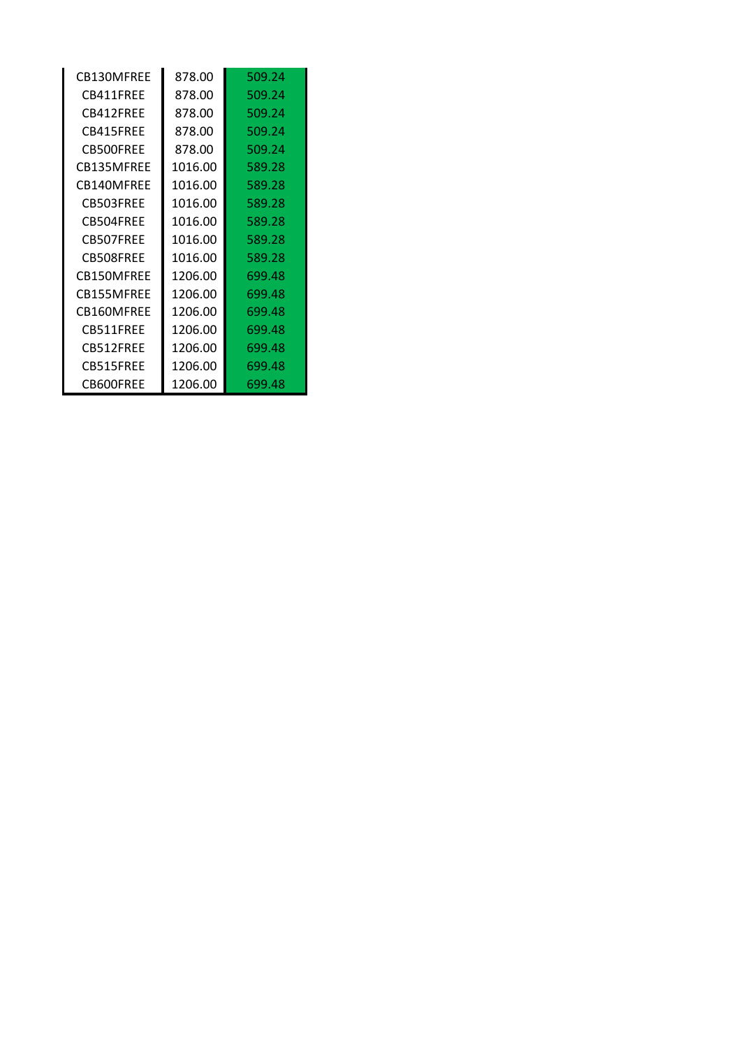| | | |
|---|---|---|
| CB130MFREE | 878.00 | 509.24 |
| CB411FREE | 878.00 | 509.24 |
| CB412FREE | 878.00 | 509.24 |
| CB415FREE | 878.00 | 509.24 |
| CB500FREE | 878.00 | 509.24 |
| CB135MFREE | 1016.00 | 589.28 |
| CB140MFREE | 1016.00 | 589.28 |
| CB503FREE | 1016.00 | 589.28 |
| CB504FREE | 1016.00 | 589.28 |
| CB507FREE | 1016.00 | 589.28 |
| CB508FREE | 1016.00 | 589.28 |
| CB150MFREE | 1206.00 | 699.48 |
| CB155MFREE | 1206.00 | 699.48 |
| CB160MFREE | 1206.00 | 699.48 |
| CB511FREE | 1206.00 | 699.48 |
| CB512FREE | 1206.00 | 699.48 |
| CB515FREE | 1206.00 | 699.48 |
| CB600FREE | 1206.00 | 699.48 |